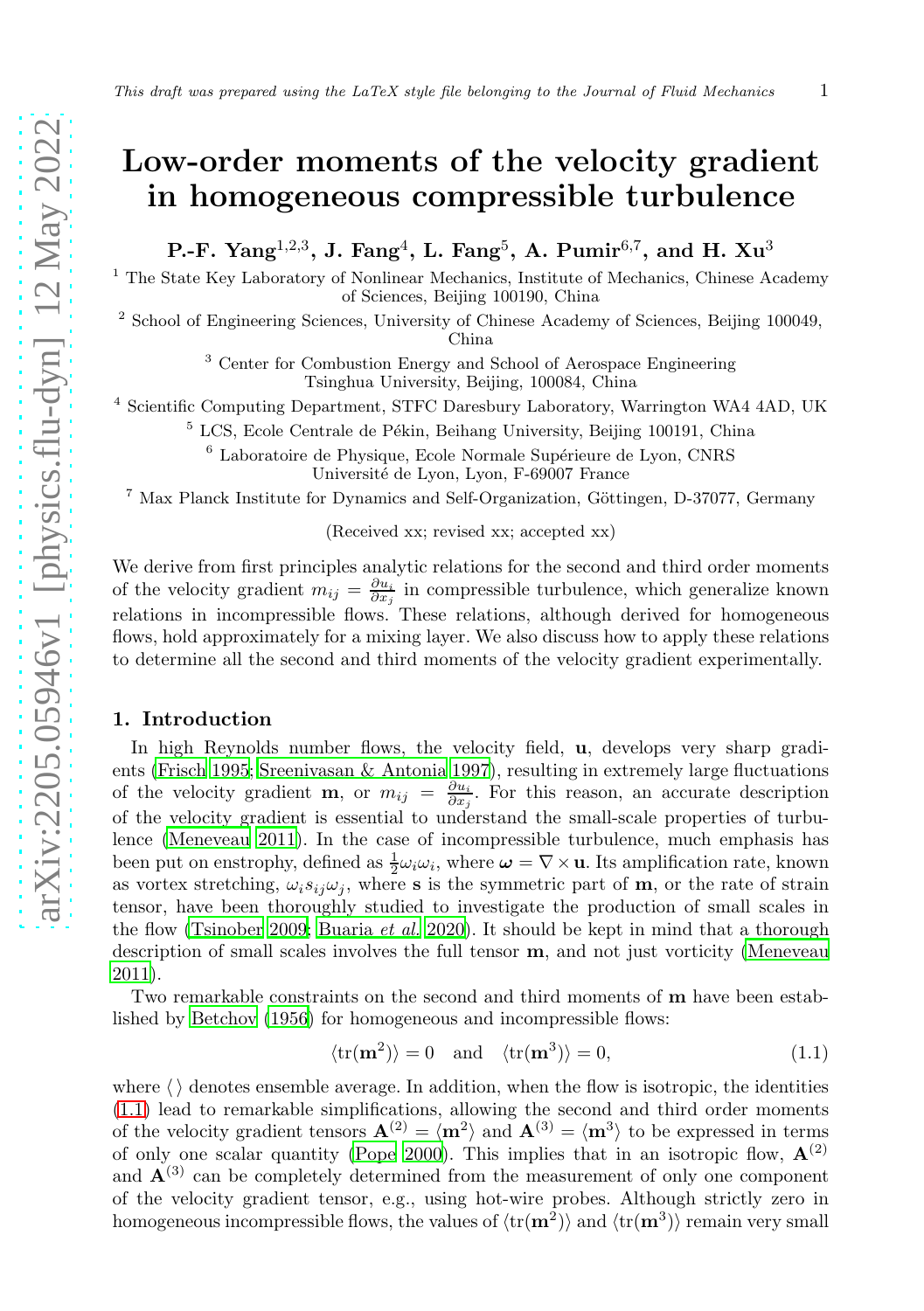# Low-order moments of the velocity gradient in homogeneous compressible turbulence

**P.-F. Yang[1,2,3], J. Fang[4], L. Fang[5], A. Pumir[6,7], and H. Xu[3]**

[1] The State Key Laboratory of Nonlinear Mechanics, Institute of Mechanics, Chinese Academy of Sciences, Beijing 100190, China

[2] School of Engineering Sciences, University of Chinese Academy of Sciences, Beijing 100049, China

[3] Center for Combustion Energy and School of Aerospace Engineering Tsinghua University, Beijing, 100084, China

[4] Scientific Computing Department, STFC Daresbury Laboratory, Warrington WA4 4AD, UK

[5] LCS, Ecole Centrale de Pékin, Beihang University, Beijing 100191, China

[6] Laboratoire de Physique, Ecole Normale Supérieure de Lyon, CNRS Université de Lyon, Lyon, F-69007 France

[7] Max Planck Institute for Dynamics and Self-Organization, Göttingen, D-37077, Germany

(Received xx; revised xx; accepted xx)

We derive from first principles analytic relations for the second and third order moments of the velocity gradient $m_{ij} = \frac{\partial u_i}{\partial x_j}$ in compressible turbulence, which generalize known relations in incompressible flows. These relations, although derived for homogeneous flows, hold approximately for a mixing layer. We also discuss how to apply these relations to determine all the second and third moments of the velocity gradient experimentally.

## 1. Introduction

In high Reynolds number flows, the velocity field, $\mathbf{u}$, develops very sharp gradients (Frisch 1995; Sreenivasan & Antonia 1997), resulting in extremely large fluctuations of the velocity gradient $\mathbf{m}$, or $m_{ij} = \frac{\partial u_i}{\partial x_j}$. For this reason, an accurate description of the velocity gradient is essential to understand the small-scale properties of turbulence (Meneveau 2011). In the case of incompressible turbulence, much emphasis has been put on enstrophy, defined as $\frac{1}{2}\omega_i\omega_i$, where $\boldsymbol{\omega} = \nabla \times \mathbf{u}$. Its amplification rate, known as vortex stretching, $\omega_i s_{ij} \omega_j$, where $\mathbf{s}$ is the symmetric part of $\mathbf{m}$, or the rate of strain tensor, have been thoroughly studied to investigate the production of small scales in the flow (Tsinober 2009; Buaria *et al.* 2020). It should be kept in mind that a thorough description of small scales involves the full tensor $\mathbf{m}$, and not just vorticity (Meneveau 2011).

Two remarkable constraints on the second and third moments of $\mathbf{m}$ have been established by Betchov (1956) for homogeneous and incompressible flows:

$$\langle \mathrm{tr}(\mathbf{m}^2) \rangle = 0 \quad \text{and} \quad \langle \mathrm{tr}(\mathbf{m}^3) \rangle = 0, \tag{1.1}$$

where $\langle\,\rangle$ denotes ensemble average. In addition, when the flow is isotropic, the identities (1.1) lead to remarkable simplifications, allowing the second and third order moments of the velocity gradient tensors $\mathbf{A}^{(2)} = \langle \mathbf{m}^2 \rangle$ and $\mathbf{A}^{(3)} = \langle \mathbf{m}^3 \rangle$ to be expressed in terms of only one scalar quantity (Pope 2000). This implies that in an isotropic flow, $\mathbf{A}^{(2)}$ and $\mathbf{A}^{(3)}$ can be completely determined from the measurement of only one component of the velocity gradient tensor, e.g., using hot-wire probes. Although strictly zero in homogeneous incompressible flows, the values of $\langle \mathrm{tr}(\mathbf{m}^2) \rangle$ and $\langle \mathrm{tr}(\mathbf{m}^3) \rangle$ remain very small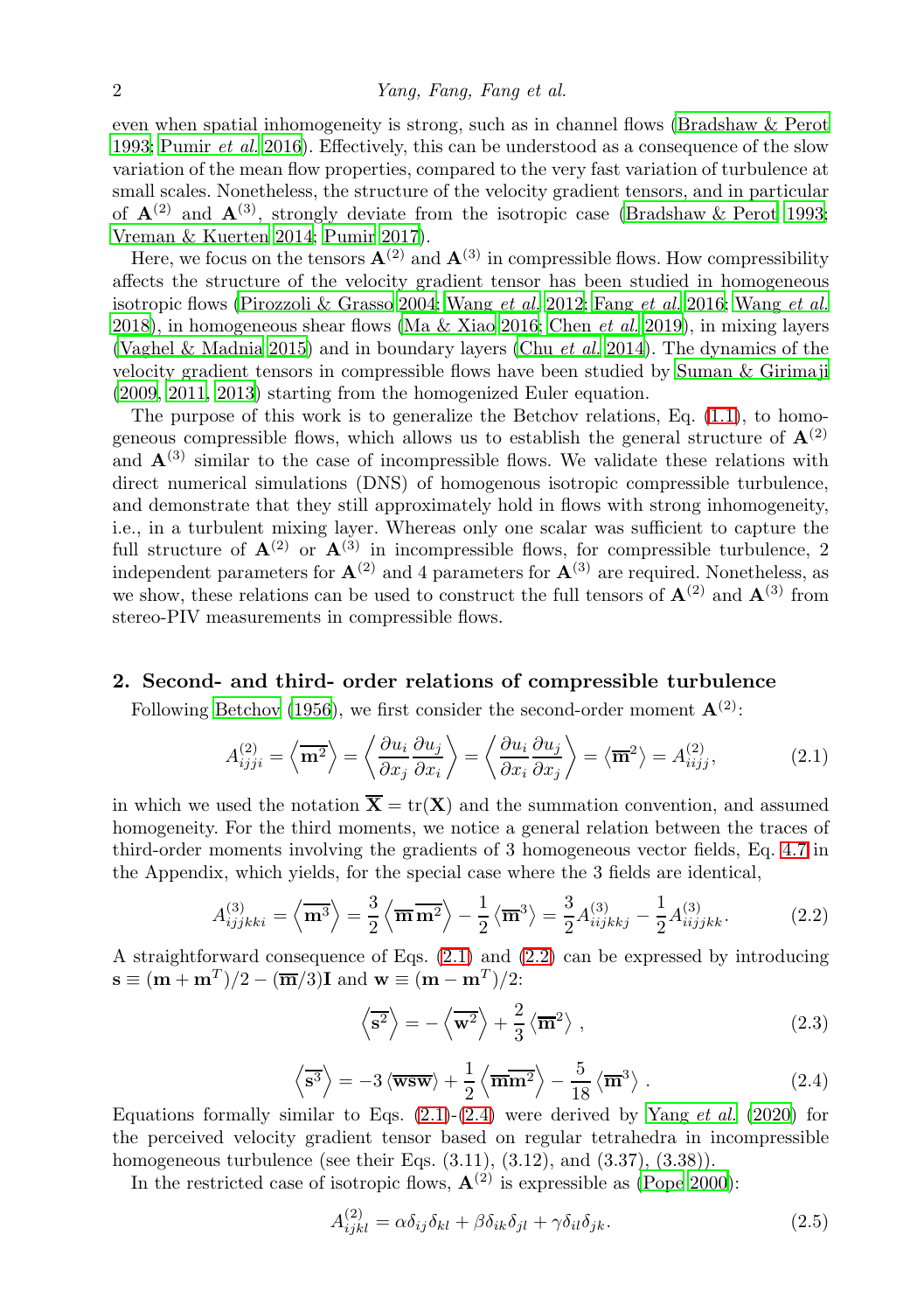even when spatial inhomogeneity is strong, such as in channel flows (Bradshaw & Perot 1993; Pumir *et al.* 2016). Effectively, this can be understood as a consequence of the slow variation of the mean flow properties, compared to the very fast variation of turbulence at small scales. Nonetheless, the structure of the velocity gradient tensors, and in particular of $\mathbf{A}^{(2)}$ and $\mathbf{A}^{(3)}$, strongly deviate from the isotropic case (Bradshaw & Perot 1993; Vreman & Kuerten 2014; Pumir 2017).

Here, we focus on the tensors $\mathbf{A}^{(2)}$ and $\mathbf{A}^{(3)}$ in compressible flows. How compressibility affects the structure of the velocity gradient tensor has been studied in homogeneous isotropic flows (Pirozzoli & Grasso 2004; Wang *et al.* 2012; Fang *et al.* 2016; Wang *et al.* 2018), in homogeneous shear flows (Ma & Xiao 2016; Chen *et al.* 2019), in mixing layers (Vaghel & Madnia 2015) and in boundary layers (Chu *et al.* 2014). The dynamics of the velocity gradient tensors in compressible flows have been studied by Suman & Girimaji (2009, 2011, 2013) starting from the homogenized Euler equation.

The purpose of this work is to generalize the Betchov relations, Eq. (1.1), to homogeneous compressible flows, which allows us to establish the general structure of $\mathbf{A}^{(2)}$ and $\mathbf{A}^{(3)}$ similar to the case of incompressible flows. We validate these relations with direct numerical simulations (DNS) of homogenous isotropic compressible turbulence, and demonstrate that they still approximately hold in flows with strong inhomogeneity, i.e., in a turbulent mixing layer. Whereas only one scalar was sufficient to capture the full structure of $\mathbf{A}^{(2)}$ or $\mathbf{A}^{(3)}$ in incompressible flows, for compressible turbulence, 2 independent parameters for $\mathbf{A}^{(2)}$ and 4 parameters for $\mathbf{A}^{(3)}$ are required. Nonetheless, as we show, these relations can be used to construct the full tensors of $\mathbf{A}^{(2)}$ and $\mathbf{A}^{(3)}$ from stereo-PIV measurements in compressible flows.

## 2. Second- and third- order relations of compressible turbulence

Following Betchov (1956), we first consider the second-order moment $\mathbf{A}^{(2)}$:

$$A^{(2)}_{ijji} = \left\langle \overline{\mathbf{m}^2} \right\rangle = \left\langle \frac{\partial u_i}{\partial x_j}\frac{\partial u_j}{\partial x_i} \right\rangle = \left\langle \frac{\partial u_i}{\partial x_i}\frac{\partial u_j}{\partial x_j} \right\rangle = \left\langle \overline{\mathbf{m}}^2 \right\rangle = A^{(2)}_{iijj}, \tag{2.1}$$

in which we used the notation $\overline{\mathbf{X}} = \mathrm{tr}(\mathbf{X})$ and the summation convention, and assumed homogeneity. For the third moments, we notice a general relation between the traces of third-order moments involving the gradients of 3 homogeneous vector fields, Eq. 4.7 in the Appendix, which yields, for the special case where the 3 fields are identical,

$$A^{(3)}_{ijjkki} = \left\langle \overline{\mathbf{m}^3} \right\rangle = \frac{3}{2}\left\langle \overline{\mathbf{m}}\,\overline{\mathbf{m}^2} \right\rangle - \frac{1}{2}\left\langle \overline{\mathbf{m}}^3 \right\rangle = \frac{3}{2}A^{(3)}_{iijkkj} - \frac{1}{2}A^{(3)}_{iijjkk}. \tag{2.2}$$

A straightforward consequence of Eqs. (2.1) and (2.2) can be expressed by introducing $\mathbf{s} \equiv (\mathbf{m} + \mathbf{m}^T)/2 - (\overline{\mathbf{m}}/3)\mathbf{I}$ and $\mathbf{w} \equiv (\mathbf{m} - \mathbf{m}^T)/2$:

$$\left\langle \overline{\mathbf{s}^2} \right\rangle = -\left\langle \overline{\mathbf{w}^2} \right\rangle + \frac{2}{3}\left\langle \overline{\mathbf{m}}^2 \right\rangle, \tag{2.3}$$

$$\left\langle \overline{\mathbf{s}^3} \right\rangle = -3\left\langle \overline{\mathbf{wsw}} \right\rangle + \frac{1}{2}\left\langle \overline{\mathbf{m}}\overline{\mathbf{m}^2} \right\rangle - \frac{5}{18}\left\langle \overline{\mathbf{m}}^3 \right\rangle. \tag{2.4}$$

Equations formally similar to Eqs. (2.1)-(2.4) were derived by Yang *et al.* (2020) for the perceived velocity gradient tensor based on regular tetrahedra in incompressible homogeneous turbulence (see their Eqs. (3.11), (3.12), and (3.37), (3.38)).

In the restricted case of isotropic flows, $\mathbf{A}^{(2)}$ is expressible as (Pope 2000):

$$A^{(2)}_{ijkl} = \alpha\delta_{ij}\delta_{kl} + \beta\delta_{ik}\delta_{jl} + \gamma\delta_{il}\delta_{jk}. \tag{2.5}$$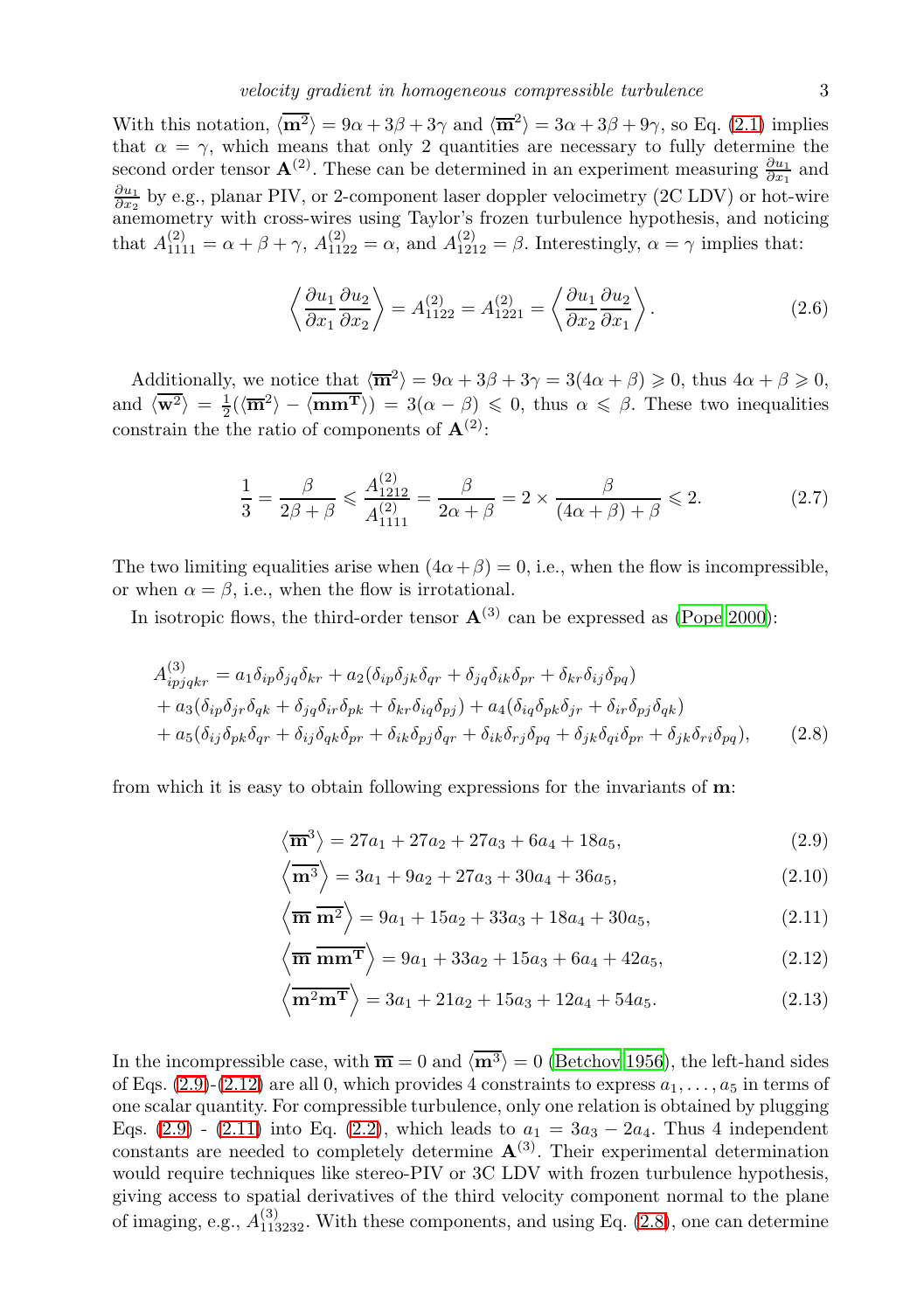With this notation, $\langle \overline{\mathbf{m}^2} \rangle = 9\alpha + 3\beta + 3\gamma$ and $\langle \overline{\mathbf{m}}^2 \rangle = 3\alpha + 3\beta + 9\gamma$, so Eq. (2.1) implies that $\alpha = \gamma$, which means that only 2 quantities are necessary to fully determine the second order tensor $\mathbf{A}^{(2)}$. These can be determined in an experiment measuring $\frac{\partial u_1}{\partial x_1}$ and $\frac{\partial u_1}{\partial x_2}$ by e.g., planar PIV, or 2-component laser doppler velocimetry (2C LDV) or hot-wire anemometry with cross-wires using Taylor's frozen turbulence hypothesis, and noticing that $A^{(2)}_{1111} = \alpha + \beta + \gamma$, $A^{(2)}_{1122} = \alpha$, and $A^{(2)}_{1212} = \beta$. Interestingly, $\alpha = \gamma$ implies that:

$$\left\langle \frac{\partial u_1}{\partial x_1} \frac{\partial u_2}{\partial x_2} \right\rangle = A^{(2)}_{1122} = A^{(2)}_{1221} = \left\langle \frac{\partial u_1}{\partial x_2} \frac{\partial u_2}{\partial x_1} \right\rangle. \tag{2.6}$$

Additionally, we notice that $\langle \overline{\mathbf{m}}^2 \rangle = 9\alpha + 3\beta + 3\gamma = 3(4\alpha + \beta) \geqslant 0$, thus $4\alpha + \beta \geqslant 0$, and $\langle \overline{\mathbf{w}^2} \rangle = \frac{1}{2}(\langle \overline{\mathbf{m}}^2 \rangle - \langle \overline{\mathbf{m}\mathbf{m}^\mathbf{T}} \rangle) = 3(\alpha - \beta) \leqslant 0$, thus $\alpha \leqslant \beta$. These two inequalities constrain the the ratio of components of $\mathbf{A}^{(2)}$:

$$\frac{1}{3} = \frac{\beta}{2\beta + \beta} \leqslant \frac{A^{(2)}_{1212}}{A^{(2)}_{1111}} = \frac{\beta}{2\alpha + \beta} = 2 \times \frac{\beta}{(4\alpha + \beta) + \beta} \leqslant 2. \tag{2.7}$$

The two limiting equalities arise when $(4\alpha + \beta) = 0$, i.e., when the flow is incompressible, or when $\alpha = \beta$, i.e., when the flow is irrotational.

In isotropic flows, the third-order tensor $\mathbf{A}^{(3)}$ can be expressed as (Pope 2000):

$$\begin{aligned}
A^{(3)}_{ipjqkr} &= a_1 \delta_{ip}\delta_{jq}\delta_{kr} + a_2(\delta_{ip}\delta_{jk}\delta_{qr} + \delta_{jq}\delta_{ik}\delta_{pr} + \delta_{kr}\delta_{ij}\delta_{pq}) \\
&+ a_3(\delta_{ip}\delta_{jr}\delta_{qk} + \delta_{jq}\delta_{ir}\delta_{pk} + \delta_{kr}\delta_{iq}\delta_{pj}) + a_4(\delta_{iq}\delta_{pk}\delta_{jr} + \delta_{ir}\delta_{pj}\delta_{qk}) \\
&+ a_5(\delta_{ij}\delta_{pk}\delta_{qr} + \delta_{ij}\delta_{qk}\delta_{pr} + \delta_{ik}\delta_{pj}\delta_{qr} + \delta_{ik}\delta_{rj}\delta_{pq} + \delta_{jk}\delta_{qi}\delta_{pr} + \delta_{jk}\delta_{ri}\delta_{pq}),
\end{aligned} \tag{2.8}$$

from which it is easy to obtain following expressions for the invariants of $\mathbf{m}$:

$$\langle \overline{\mathbf{m}}^3 \rangle = 27a_1 + 27a_2 + 27a_3 + 6a_4 + 18a_5, \tag{2.9}$$

$$\left\langle \overline{\mathbf{m}^3} \right\rangle = 3a_1 + 9a_2 + 27a_3 + 30a_4 + 36a_5, \tag{2.10}$$

$$\left\langle \overline{\mathbf{m}}\, \overline{\mathbf{m}^2} \right\rangle = 9a_1 + 15a_2 + 33a_3 + 18a_4 + 30a_5, \tag{2.11}$$

$$\left\langle \overline{\mathbf{m}}\, \overline{\mathbf{m}\mathbf{m}^\mathbf{T}} \right\rangle = 9a_1 + 33a_2 + 15a_3 + 6a_4 + 42a_5, \tag{2.12}$$

$$\left\langle \overline{\mathbf{m}^2\mathbf{m}^\mathbf{T}} \right\rangle = 3a_1 + 21a_2 + 15a_3 + 12a_4 + 54a_5. \tag{2.13}$$

In the incompressible case, with $\overline{\mathbf{m}} = 0$ and $\langle \overline{\mathbf{m}^3} \rangle = 0$ (Betchov 1956), the left-hand sides of Eqs. (2.9)-(2.12) are all 0, which provides 4 constraints to express $a_1, \ldots, a_5$ in terms of one scalar quantity. For compressible turbulence, only one relation is obtained by plugging Eqs. (2.9) - (2.11) into Eq. (2.2), which leads to $a_1 = 3a_3 - 2a_4$. Thus 4 independent constants are needed to completely determine $\mathbf{A}^{(3)}$. Their experimental determination would require techniques like stereo-PIV or 3C LDV with frozen turbulence hypothesis, giving access to spatial derivatives of the third velocity component normal to the plane of imaging, e.g., $A^{(3)}_{113232}$. With these components, and using Eq. (2.8), one can determine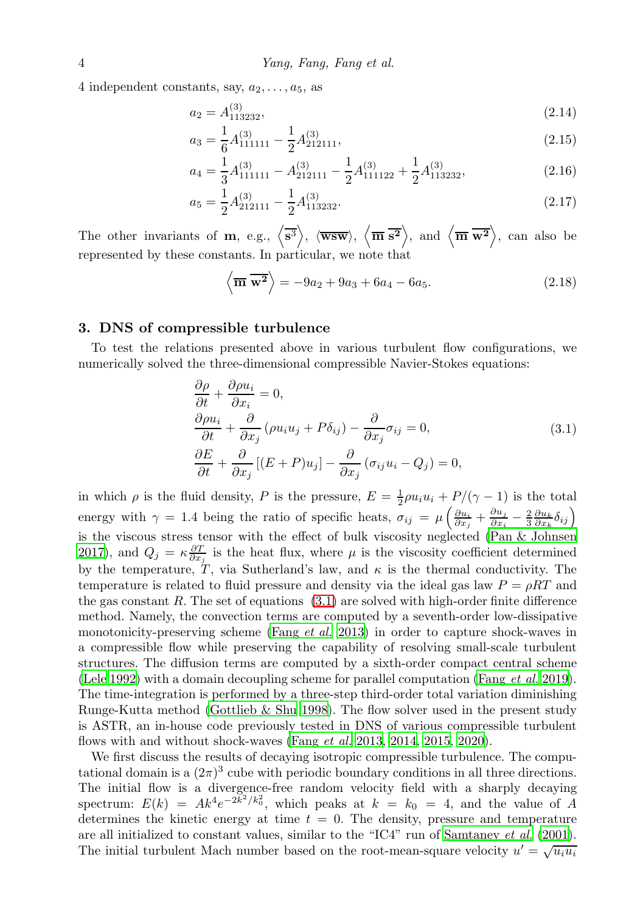4 independent constants, say, $a_2, \ldots, a_5$, as

$$a_2 = A^{(3)}_{113232}, \tag{2.14}$$

$$a_3 = \frac{1}{6}A^{(3)}_{111111} - \frac{1}{2}A^{(3)}_{212111}, \tag{2.15}$$

$$a_4 = \frac{1}{3}A^{(3)}_{111111} - A^{(3)}_{212111} - \frac{1}{2}A^{(3)}_{111122} + \frac{1}{2}A^{(3)}_{113232}, \tag{2.16}$$

$$a_5 = \frac{1}{2}A^{(3)}_{212111} - \frac{1}{2}A^{(3)}_{113232}. \tag{2.17}$$

The other invariants of $\mathbf{m}$, e.g., $\left\langle \overline{\mathbf{s^3}} \right\rangle$, $\langle \overline{\mathbf{wsw}} \rangle$, $\left\langle \overline{\mathbf{m}}\ \overline{\mathbf{s^2}} \right\rangle$, and $\left\langle \overline{\mathbf{m}}\ \overline{\mathbf{w^2}} \right\rangle$, can also be represented by these constants. In particular, we note that

$$\left\langle \overline{\mathbf{m}}\ \overline{\mathbf{w^2}} \right\rangle = -9a_2 + 9a_3 + 6a_4 - 6a_5. \tag{2.18}$$

## 3. DNS of compressible turbulence

To test the relations presented above in various turbulent flow configurations, we numerically solved the three-dimensional compressible Navier-Stokes equations:

$$\begin{aligned}
&\frac{\partial \rho}{\partial t} + \frac{\partial \rho u_i}{\partial x_i} = 0, \\
&\frac{\partial \rho u_i}{\partial t} + \frac{\partial}{\partial x_j}\left(\rho u_i u_j + P\delta_{ij}\right) - \frac{\partial}{\partial x_j}\sigma_{ij} = 0, \\
&\frac{\partial E}{\partial t} + \frac{\partial}{\partial x_j}\left[(E+P)u_j\right] - \frac{\partial}{\partial x_j}\left(\sigma_{ij}u_i - Q_j\right) = 0,
\end{aligned} \tag{3.1}$$

in which $\rho$ is the fluid density, $P$ is the pressure, $E = \frac{1}{2}\rho u_i u_i + P/(\gamma - 1)$ is the total energy with $\gamma = 1.4$ being the ratio of specific heats, $\sigma_{ij} = \mu\left(\frac{\partial u_i}{\partial x_j} + \frac{\partial u_j}{\partial x_i} - \frac{2}{3}\frac{\partial u_k}{\partial x_k}\delta_{ij}\right)$ is the viscous stress tensor with the effect of bulk viscosity neglected (Pan & Johnsen 2017), and $Q_j = \kappa\frac{\partial T}{\partial x_j}$ is the heat flux, where $\mu$ is the viscosity coefficient determined by the temperature, $T$, via Sutherland's law, and $\kappa$ is the thermal conductivity. The temperature is related to fluid pressure and density via the ideal gas law $P = \rho R T$ and the gas constant $R$. The set of equations (3.1) are solved with high-order finite difference method. Namely, the convection terms are computed by a seventh-order low-dissipative monotonicity-preserving scheme (Fang *et al.* 2013) in order to capture shock-waves in a compressible flow while preserving the capability of resolving small-scale turbulent structures. The diffusion terms are computed by a sixth-order compact central scheme (Lele 1992) with a domain decoupling scheme for parallel computation (Fang *et al.* 2019). The time-integration is performed by a three-step third-order total variation diminishing Runge-Kutta method (Gottlieb & Shu 1998). The flow solver used in the present study is ASTR, an in-house code previously tested in DNS of various compressible turbulent flows with and without shock-waves (Fang *et al.* 2013, 2014, 2015, 2020).

We first discuss the results of decaying isotropic compressible turbulence. The computational domain is a $(2\pi)^3$ cube with periodic boundary conditions in all three directions. The initial flow is a divergence-free random velocity field with a sharply decaying spectrum: $E(k) = Ak^4 e^{-2k^2/k_0^2}$, which peaks at $k = k_0 = 4$, and the value of $A$ determines the kinetic energy at time $t = 0$. The density, pressure and temperature are all initialized to constant values, similar to the "IC4" run of Samtaney *et al.* (2001). The initial turbulent Mach number based on the root-mean-square velocity $u' = \sqrt{\overline{u_i u_i}}$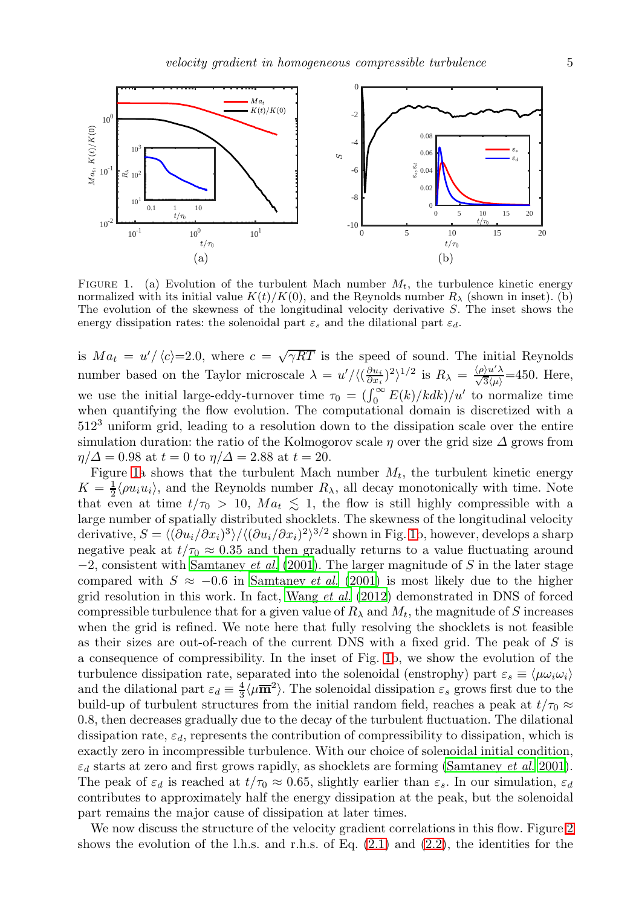FIGURE 1. (a) Evolution of the turbulent Mach number $M_t$, the turbulence kinetic energy normalized with its initial value $K(t)/K(0)$, and the Reynolds number $R_\lambda$ (shown in inset). (b) The evolution of the skewness of the longitudinal velocity derivative $S$. The inset shows the energy dissipation rates: the solenoidal part $\varepsilon_s$ and the dilatational part $\varepsilon_d$.

is $Ma_t = u'/\langle c \rangle$=2.0, where $c = \sqrt{\gamma RT}$ is the speed of sound. The initial Reynolds number based on the Taylor microscale $\lambda = u'/\langle(\frac{\partial u_i}{\partial x_i})^2\rangle^{1/2}$ is $R_\lambda = \frac{\langle\rho\rangle u'\lambda}{\sqrt{3}\langle\mu\rangle}$=450. Here, we use the initial large-eddy-turnover time $\tau_0 = (\int_0^\infty E(k)/kdk)/u'$ to normalize time when quantifying the flow evolution. The computational domain is discretized with a $512^3$ uniform grid, leading to a resolution down to the dissipation scale over the entire simulation duration: the ratio of the Kolmogorov scale $\eta$ over the grid size $\Delta$ grows from $\eta/\Delta = 0.98$ at $t = 0$ to $\eta/\Delta = 2.88$ at $t = 20$.

Figure 1a shows that the turbulent Mach number $M_t$, the turbulent kinetic energy $K = \frac{1}{2}\langle\rho u_i u_i\rangle$, and the Reynolds number $R_\lambda$, all decay monotonically with time. Note that even at time $t/\tau_0 > 10$, $Ma_t \lesssim 1$, the flow is still highly compressible with a large number of spatially distributed shocklets. The skewness of the longitudinal velocity derivative, $S = \langle(\partial u_i/\partial x_i)^3\rangle/\langle(\partial u_i/\partial x_i)^2\rangle^{3/2}$ shown in Fig. 1b, however, develops a sharp negative peak at $t/\tau_0 \approx 0.35$ and then gradually returns to a value fluctuating around $-2$, consistent with Samtaney *et al.* (2001). The larger magnitude of $S$ in the later stage compared with $S \approx -0.6$ in Samtaney *et al.* (2001) is most likely due to the higher grid resolution in this work. In fact, Wang *et al.* (2012) demonstrated in DNS of forced compressible turbulence that for a given value of $R_\lambda$ and $M_t$, the magnitude of $S$ increases when the grid is refined. We note here that fully resolving the shocklets is not feasible as their sizes are out-of-reach of the current DNS with a fixed grid. The peak of $S$ is a consequence of compressibility. In the inset of Fig. 1b, we show the evolution of the turbulence dissipation rate, separated into the solenoidal (enstrophy) part $\varepsilon_s \equiv \langle\mu\omega_i\omega_i\rangle$ and the dilational part $\varepsilon_d \equiv \frac{4}{3}\langle\mu\overline{\mathbf{m}}^2\rangle$. The solenoidal dissipation $\varepsilon_s$ grows first due to the build-up of turbulent structures from the initial random field, reaches a peak at $t/\tau_0 \approx 0.8$, then decreases gradually due to the decay of the turbulent fluctuation. The dilational dissipation rate, $\varepsilon_d$, represents the contribution of compressibility to dissipation, which is exactly zero in incompressible turbulence. With our choice of solenoidal initial condition, $\varepsilon_d$ starts at zero and first grows rapidly, as shocklets are forming (Samtaney *et al.* 2001). The peak of $\varepsilon_d$ is reached at $t/\tau_0 \approx 0.65$, slightly earlier than $\varepsilon_s$. In our simulation, $\varepsilon_d$ contributes to approximately half the energy dissipation at the peak, but the solenoidal part remains the major cause of dissipation at later times.

We now discuss the structure of the velocity gradient correlations in this flow. Figure 2 shows the evolution of the l.h.s. and r.h.s. of Eq. (2.1) and (2.2), the identities for the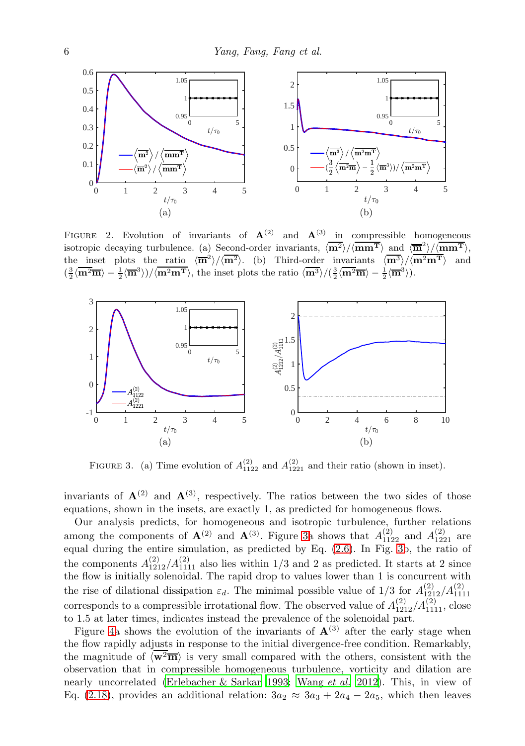FIGURE 2. Evolution of invariants of $\mathbf{A}^{(2)}$ and $\mathbf{A}^{(3)}$ in compressible homogeneous isotropic decaying turbulence. (a) Second-order invariants, $\langle\overline{\mathbf{m}^2}\rangle/\langle\overline{\mathbf{m}\mathbf{m}^\mathbf{T}}\rangle$ and $\langle\overline{\mathbf{m}}^2\rangle/\langle\overline{\mathbf{m}\mathbf{m}^\mathbf{T}}\rangle$, the inset plots the ratio $\langle\overline{\mathbf{m}}^2\rangle/\langle\overline{\mathbf{m}^2}\rangle$. (b) Third-order invariants $\langle\overline{\mathbf{m}^3}\rangle/\langle\overline{\mathbf{m}^2\mathbf{m}^\mathbf{T}}\rangle$ and $(\frac{3}{2}\langle\overline{\mathbf{m}^2}\overline{\mathbf{m}}\rangle - \frac{1}{2}\langle\overline{\mathbf{m}}^3\rangle)/\langle\overline{\mathbf{m}^2\mathbf{m}^\mathbf{T}}\rangle$, the inset plots the ratio $\langle\overline{\mathbf{m}^3}\rangle/(\frac{3}{2}\langle\overline{\mathbf{m}^2}\overline{\mathbf{m}}\rangle - \frac{1}{2}\langle\overline{\mathbf{m}}^3\rangle)$.

FIGURE 3. (a) Time evolution of $A^{(2)}_{1122}$ and $A^{(2)}_{1221}$ and their ratio (shown in inset).

invariants of $\mathbf{A}^{(2)}$ and $\mathbf{A}^{(3)}$, respectively. The ratios between the two sides of those equations, shown in the insets, are exactly 1, as predicted for homogeneous flows.

Our analysis predicts, for homogeneous and isotropic turbulence, further relations among the components of $\mathbf{A}^{(2)}$ and $\mathbf{A}^{(3)}$. Figure 3a shows that $A^{(2)}_{1122}$ and $A^{(2)}_{1221}$ are equal during the entire simulation, as predicted by Eq. (2.6). In Fig. 3b, the ratio of the components $A^{(2)}_{1212}/A^{(2)}_{1111}$ also lies within 1/3 and 2 as predicted. It starts at 2 since the flow is initially solenoidal. The rapid drop to values lower than 1 is concurrent with the rise of dilational dissipation $\varepsilon_d$. The minimal possible value of 1/3 for $A^{(2)}_{1212}/A^{(2)}_{1111}$ corresponds to a compressible irrotational flow. The observed value of $A^{(2)}_{1212}/A^{(2)}_{1111}$, close to 1.5 at later times, indicates instead the prevalence of the solenoidal part.

Figure 4a shows the evolution of the invariants of $\mathbf{A}^{(3)}$ after the early stage when the flow rapidly adjusts in response to the initial divergence-free condition. Remarkably, the magnitude of $\langle\overline{\mathbf{w}^2\mathbf{m}}\rangle$ is very small compared with the others, consistent with the observation that in compressible homogeneous turbulence, vorticity and dilation are nearly uncorrelated (Erlebacher & Sarkar 1993; Wang *et al.* 2012). This, in view of Eq. (2.18), provides an additional relation: $3a_2 \approx 3a_3 + 2a_4 - 2a_5$, which then leaves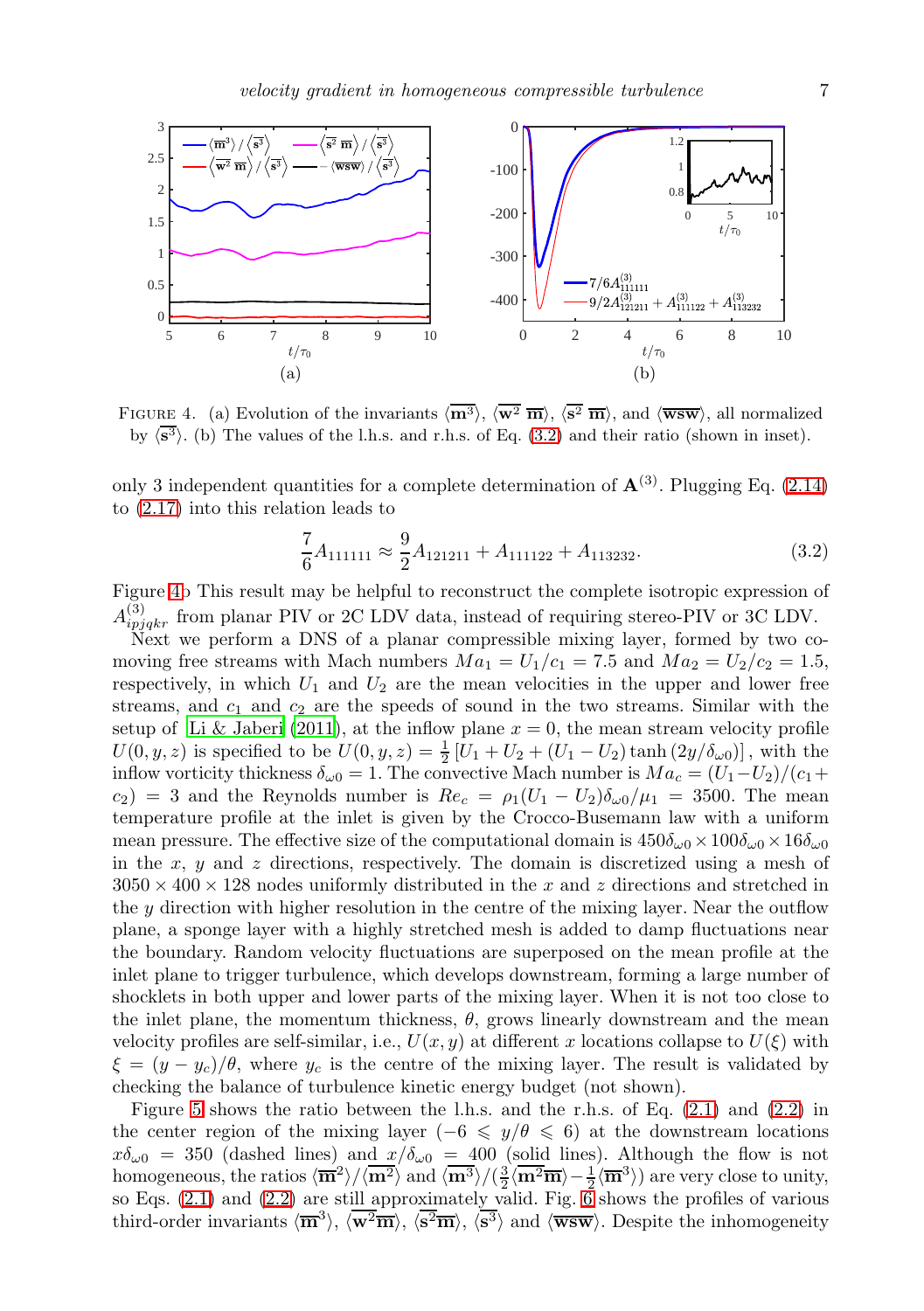FIGURE 4. (a) Evolution of the invariants $\langle \overline{\mathbf{m}^3} \rangle$, $\langle \overline{\mathbf{w}^2\ \mathbf{m}} \rangle$, $\langle \overline{\mathbf{s}^2\ \mathbf{m}} \rangle$, and $\langle \overline{\mathbf{wsw}} \rangle$, all normalized by $\langle \overline{\mathbf{s}^3} \rangle$. (b) The values of the l.h.s. and r.h.s. of Eq. (3.2) and their ratio (shown in inset).

only 3 independent quantities for a complete determination of $\mathbf{A}^{(3)}$. Plugging Eq. (2.14) to (2.17) into this relation leads to

$$\frac{7}{6}A_{111111} \approx \frac{9}{2}A_{121211} + A_{111122} + A_{113232}. \tag{3.2}$$

Figure 4b This result may be helpful to reconstruct the complete isotropic expression of $A^{(3)}_{ipjqkr}$ from planar PIV or 2C LDV data, instead of requiring stereo-PIV or 3C LDV.

Next we perform a DNS of a planar compressible mixing layer, formed by two co-moving free streams with Mach numbers $Ma_1 = U_1/c_1 = 7.5$ and $Ma_2 = U_2/c_2 = 1.5$, respectively, in which $U_1$ and $U_2$ are the mean velocities in the upper and lower free streams, and $c_1$ and $c_2$ are the speeds of sound in the two streams. Similar with the setup of Li & Jaberi (2011), at the inflow plane $x = 0$, the mean stream velocity profile $U(0, y, z)$ is specified to be $U(0, y, z) = \frac{1}{2}\left[U_1 + U_2 + (U_1 - U_2)\tanh\left(2y/\delta_{\omega 0}\right)\right]$, with the inflow vorticity thickness $\delta_{\omega 0} = 1$. The convective Mach number is $Ma_c = (U_1 - U_2)/(c_1 + c_2) = 3$ and the Reynolds number is $Re_c = \rho_1(U_1 - U_2)\delta_{\omega 0}/\mu_1 = 3500$. The mean temperature profile at the inlet is given by the Crocco-Busemann law with a uniform mean pressure. The effective size of the computational domain is $450\delta_{\omega 0} \times 100\delta_{\omega 0} \times 16\delta_{\omega 0}$ in the $x$, $y$ and $z$ directions, respectively. The domain is discretized using a mesh of $3050 \times 400 \times 128$ nodes uniformly distributed in the $x$ and $z$ directions and stretched in the $y$ direction with higher resolution in the centre of the mixing layer. Near the outflow plane, a sponge layer with a highly stretched mesh is added to damp fluctuations near the boundary. Random velocity fluctuations are superposed on the mean profile at the inlet plane to trigger turbulence, which develops downstream, forming a large number of shocklets in both upper and lower parts of the mixing layer. When it is not too close to the inlet plane, the momentum thickness, $\theta$, grows linearly downstream and the mean velocity profiles are self-similar, i.e., $U(x, y)$ at different $x$ locations collapse to $U(\xi)$ with $\xi = (y - y_c)/\theta$, where $y_c$ is the centre of the mixing layer. The result is validated by checking the balance of turbulence kinetic energy budget (not shown).

Figure 5 shows the ratio between the l.h.s. and the r.h.s. of Eq. (2.1) and (2.2) in the center region of the mixing layer ($-6 \leqslant y/\theta \leqslant 6$) at the downstream locations $x\delta_{\omega 0} = 350$ (dashed lines) and $x/\delta_{\omega 0} = 400$ (solid lines). Although the flow is not homogeneous, the ratios $\langle \overline{\mathbf{m}}^2 \rangle / \langle \overline{\mathbf{m}^2} \rangle$ and $\langle \overline{\mathbf{m}^3} \rangle / (\frac{3}{2}\langle \overline{\mathbf{m}^2}\overline{\mathbf{m}} \rangle - \frac{1}{2}\langle \overline{\mathbf{m}}^3 \rangle)$ are very close to unity, so Eqs. (2.1) and (2.2) are still approximately valid. Fig. 6 shows the profiles of various third-order invariants $\langle \overline{\mathbf{m}}^3 \rangle$, $\langle \overline{\mathbf{w}^2\mathbf{m}} \rangle$, $\langle \overline{\mathbf{s}^2\mathbf{m}} \rangle$, $\langle \overline{\mathbf{s}^3} \rangle$ and $\langle \overline{\mathbf{wsw}} \rangle$. Despite the inhomogeneity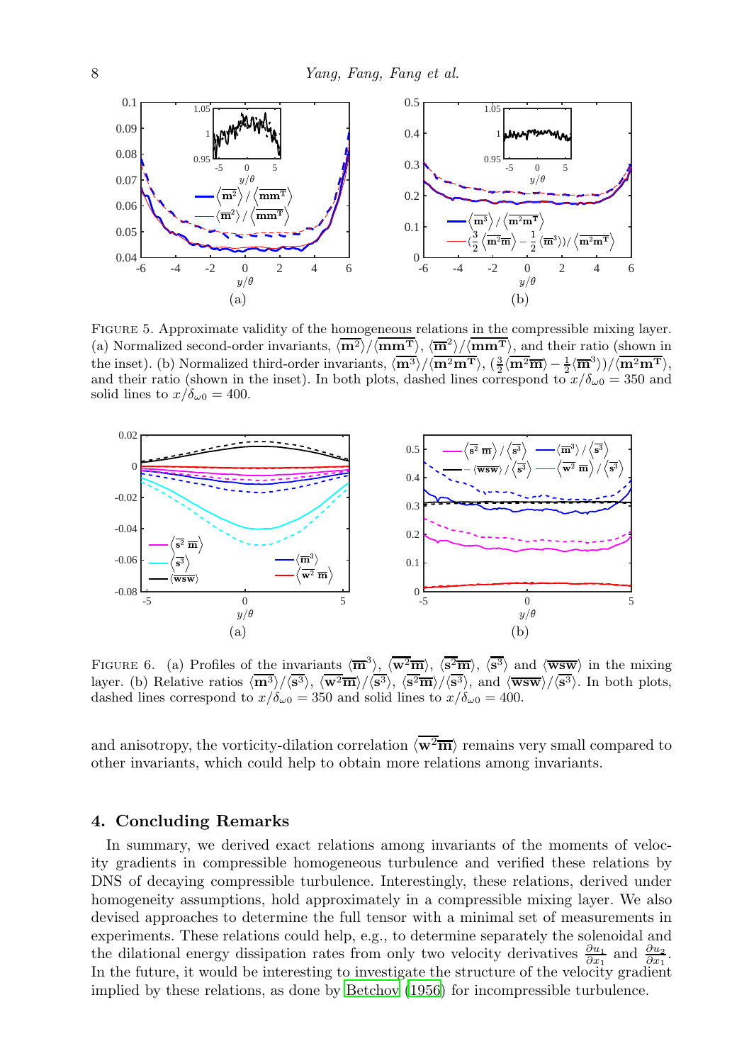FIGURE 5. Approximate validity of the homogeneous relations in the compressible mixing layer. (a) Normalized second-order invariants, $\langle\overline{\mathbf{m}^2}\rangle/\langle\overline{\mathbf{m}\mathbf{m}^\mathbf{T}}\rangle$, $\langle\overline{\mathbf{m}}^2\rangle/\langle\overline{\mathbf{m}\mathbf{m}^\mathbf{T}}\rangle$, and their ratio (shown in the inset). (b) Normalized third-order invariants, $\langle\overline{\mathbf{m}^3}\rangle/\langle\overline{\mathbf{m}^2\mathbf{m}^\mathbf{T}}\rangle$, $(\frac{3}{2}\langle\overline{\mathbf{m}^2}\overline{\mathbf{m}}\rangle - \frac{1}{2}\langle\overline{\mathbf{m}}^3\rangle)/\langle\overline{\mathbf{m}^2\mathbf{m}^\mathbf{T}}\rangle$, and their ratio (shown in the inset). In both plots, dashed lines correspond to $x/\delta_{\omega 0} = 350$ and solid lines to $x/\delta_{\omega 0} = 400$.

FIGURE 6. (a) Profiles of the invariants $\langle\overline{\mathbf{m}}^3\rangle$, $\langle\overline{\mathbf{w}^2}\overline{\mathbf{m}}\rangle$, $\langle\overline{\mathbf{s}^2}\overline{\mathbf{m}}\rangle$, $\langle\overline{\mathbf{s}^3}\rangle$ and $\langle\overline{\mathbf{wsw}}\rangle$ in the mixing layer. (b) Relative ratios $\langle\overline{\mathbf{m}}^3\rangle/\langle\overline{\mathbf{s}^3}\rangle$, $\langle\overline{\mathbf{w}^2}\overline{\mathbf{m}}\rangle/\langle\overline{\mathbf{s}^3}\rangle$, $\langle\overline{\mathbf{s}^2}\overline{\mathbf{m}}\rangle/\langle\overline{\mathbf{s}^3}\rangle$, and $\langle\overline{\mathbf{wsw}}\rangle/\langle\overline{\mathbf{s}^3}\rangle$. In both plots, dashed lines correspond to $x/\delta_{\omega 0} = 350$ and solid lines to $x/\delta_{\omega 0} = 400$.

and anisotropy, the vorticity-dilation correlation $\langle\overline{\mathbf{w}^2}\overline{\mathbf{m}}\rangle$ remains very small compared to other invariants, which could help to obtain more relations among invariants.

## 4. Concluding Remarks

In summary, we derived exact relations among invariants of the moments of velocity gradients in compressible homogeneous turbulence and verified these relations by DNS of decaying compressible turbulence. Interestingly, these relations, derived under homogeneity assumptions, hold approximately in a compressible mixing layer. We also devised approaches to determine the full tensor with a minimal set of measurements in experiments. These relations could help, e.g., to determine separately the solenoidal and the dilational energy dissipation rates from only two velocity derivatives $\frac{\partial u_1}{\partial x_1}$ and $\frac{\partial u_2}{\partial x_1}$. In the future, it would be interesting to investigate the structure of the velocity gradient implied by these relations, as done by Betchov (1956) for incompressible turbulence.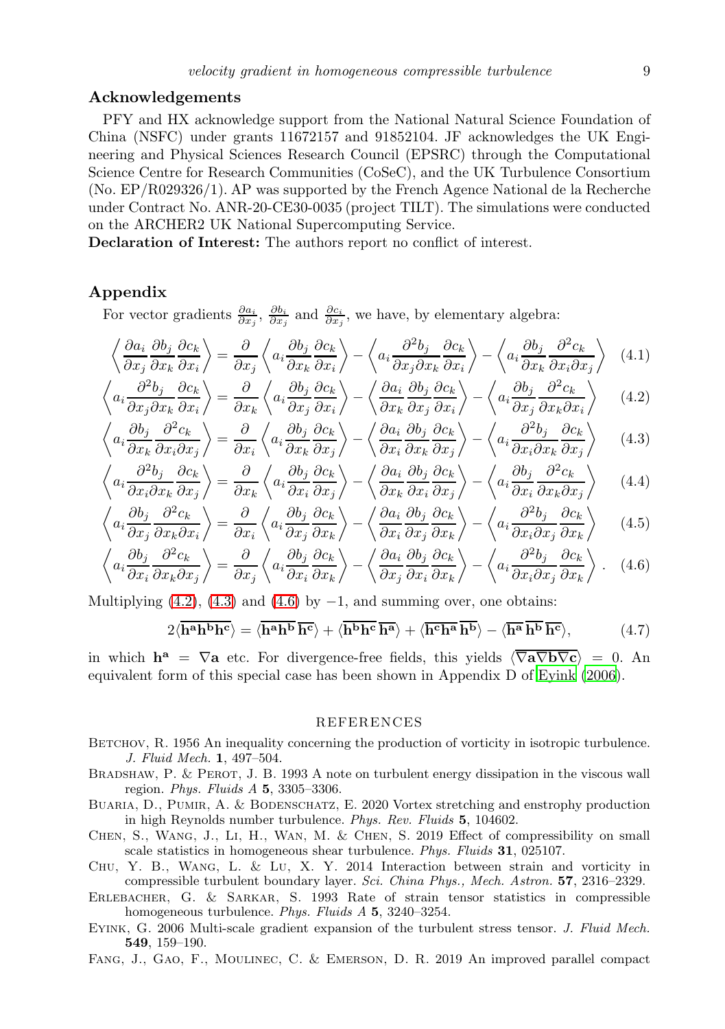## Acknowledgements

PFY and HX acknowledge support from the National Natural Science Foundation of China (NSFC) under grants 11672157 and 91852104. JF acknowledges the UK Engineering and Physical Sciences Research Council (EPSRC) through the Computational Science Centre for Research Communities (CoSeC), and the UK Turbulence Consortium (No. EP/R029326/1). AP was supported by the French Agence National de la Recherche under Contract No. ANR-20-CE30-0035 (project TILT). The simulations were conducted on the ARCHER2 UK National Supercomputing Service.

**Declaration of Interest:** The authors report no conflict of interest.

## Appendix

For vector gradients $\frac{\partial a_i}{\partial x_j}$, $\frac{\partial b_i}{\partial x_j}$ and $\frac{\partial c_i}{\partial x_j}$, we have, by elementary algebra:

$$\left\langle \frac{\partial a_i}{\partial x_j}\frac{\partial b_j}{\partial x_k}\frac{\partial c_k}{\partial x_i}\right\rangle = \frac{\partial}{\partial x_j}\left\langle a_i \frac{\partial b_j}{\partial x_k}\frac{\partial c_k}{\partial x_i}\right\rangle - \left\langle a_i \frac{\partial^2 b_j}{\partial x_j \partial x_k}\frac{\partial c_k}{\partial x_i}\right\rangle - \left\langle a_i \frac{\partial b_j}{\partial x_k}\frac{\partial^2 c_k}{\partial x_i \partial x_j}\right\rangle \quad (4.1)$$

$$\left\langle a_i \frac{\partial^2 b_j}{\partial x_j \partial x_k}\frac{\partial c_k}{\partial x_i}\right\rangle = \frac{\partial}{\partial x_k}\left\langle a_i \frac{\partial b_j}{\partial x_j}\frac{\partial c_k}{\partial x_i}\right\rangle - \left\langle \frac{\partial a_i}{\partial x_k}\frac{\partial b_j}{\partial x_j}\frac{\partial c_k}{\partial x_i}\right\rangle - \left\langle a_i \frac{\partial b_j}{\partial x_j}\frac{\partial^2 c_k}{\partial x_k \partial x_i}\right\rangle \quad (4.2)$$

$$\left\langle a_i \frac{\partial b_j}{\partial x_k}\frac{\partial^2 c_k}{\partial x_i \partial x_j}\right\rangle = \frac{\partial}{\partial x_i}\left\langle a_i \frac{\partial b_j}{\partial x_k}\frac{\partial c_k}{\partial x_j}\right\rangle - \left\langle \frac{\partial a_i}{\partial x_i}\frac{\partial b_j}{\partial x_k}\frac{\partial c_k}{\partial x_j}\right\rangle - \left\langle a_i \frac{\partial^2 b_j}{\partial x_i \partial x_k}\frac{\partial c_k}{\partial x_j}\right\rangle \quad (4.3)$$

$$\left\langle a_i \frac{\partial^2 b_j}{\partial x_i \partial x_k}\frac{\partial c_k}{\partial x_j}\right\rangle = \frac{\partial}{\partial x_k}\left\langle a_i \frac{\partial b_j}{\partial x_i}\frac{\partial c_k}{\partial x_j}\right\rangle - \left\langle \frac{\partial a_i}{\partial x_k}\frac{\partial b_j}{\partial x_i}\frac{\partial c_k}{\partial x_j}\right\rangle - \left\langle a_i \frac{\partial b_j}{\partial x_i}\frac{\partial^2 c_k}{\partial x_k \partial x_j}\right\rangle \quad (4.4)$$

$$\left\langle a_i \frac{\partial b_j}{\partial x_j}\frac{\partial^2 c_k}{\partial x_k \partial x_i}\right\rangle = \frac{\partial}{\partial x_i}\left\langle a_i \frac{\partial b_j}{\partial x_j}\frac{\partial c_k}{\partial x_k}\right\rangle - \left\langle \frac{\partial a_i}{\partial x_i}\frac{\partial b_j}{\partial x_j}\frac{\partial c_k}{\partial x_k}\right\rangle - \left\langle a_i \frac{\partial^2 b_j}{\partial x_i \partial x_j}\frac{\partial c_k}{\partial x_k}\right\rangle \quad (4.5)$$

$$\left\langle a_i \frac{\partial b_j}{\partial x_i}\frac{\partial^2 c_k}{\partial x_k \partial x_j}\right\rangle = \frac{\partial}{\partial x_j}\left\langle a_i \frac{\partial b_j}{\partial x_i}\frac{\partial c_k}{\partial x_k}\right\rangle - \left\langle \frac{\partial a_i}{\partial x_j}\frac{\partial b_j}{\partial x_i}\frac{\partial c_k}{\partial x_k}\right\rangle - \left\langle a_i \frac{\partial^2 b_j}{\partial x_i \partial x_j}\frac{\partial c_k}{\partial x_k}\right\rangle . \quad (4.6)$$

Multiplying (4.2), (4.3) and (4.6) by $-1$, and summing over, one obtains:

$$2\langle \overline{\mathbf{h^a h^b h^c}}\rangle = \langle \overline{\mathbf{h^a h^b}}\,\overline{\mathbf{h^c}}\rangle + \langle \overline{\mathbf{h^b h^c}}\,\overline{\mathbf{h^a}}\rangle + \langle \overline{\mathbf{h^c h^a}}\,\overline{\mathbf{h^b}}\rangle - \langle \overline{\mathbf{h^a}}\,\overline{\mathbf{h^b}}\,\overline{\mathbf{h^c}}\rangle, \quad (4.7)$$

in which $\mathbf{h^a} = \nabla \mathbf{a}$ etc. For divergence-free fields, this yields $\langle \overline{\nabla \mathbf{a} \nabla \mathbf{b} \nabla \mathbf{c}}\rangle = 0$. An equivalent form of this special case has been shown in Appendix D of Eyink (2006).

## REFERENCES

Betchov, R. 1956 An inequality concerning the production of vorticity in isotropic turbulence. *J. Fluid Mech.* **1**, 497–504.

Bradshaw, P. & Perot, J. B. 1993 A note on turbulent energy dissipation in the viscous wall region. *Phys. Fluids A* **5**, 3305–3306.

Buaria, D., Pumir, A. & Bodenschatz, E. 2020 Vortex stretching and enstrophy production in high Reynolds number turbulence. *Phys. Rev. Fluids* **5**, 104602.

Chen, S., Wang, J., Li, H., Wan, M. & Chen, S. 2019 Effect of compressibility on small scale statistics in homogeneous shear turbulence. *Phys. Fluids* **31**, 025107.

Chu, Y. B., Wang, L. & Lu, X. Y. 2014 Interaction between strain and vorticity in compressible turbulent boundary layer. *Sci. China Phys., Mech. Astron.* **57**, 2316–2329.

Erlebacher, G. & Sarkar, S. 1993 Rate of strain tensor statistics in compressible homogeneous turbulence. *Phys. Fluids A* **5**, 3240–3254.

Eyink, G. 2006 Multi-scale gradient expansion of the turbulent stress tensor. *J. Fluid Mech.* **549**, 159–190.

Fang, J., Gao, F., Moulinec, C. & Emerson, D. R. 2019 An improved parallel compact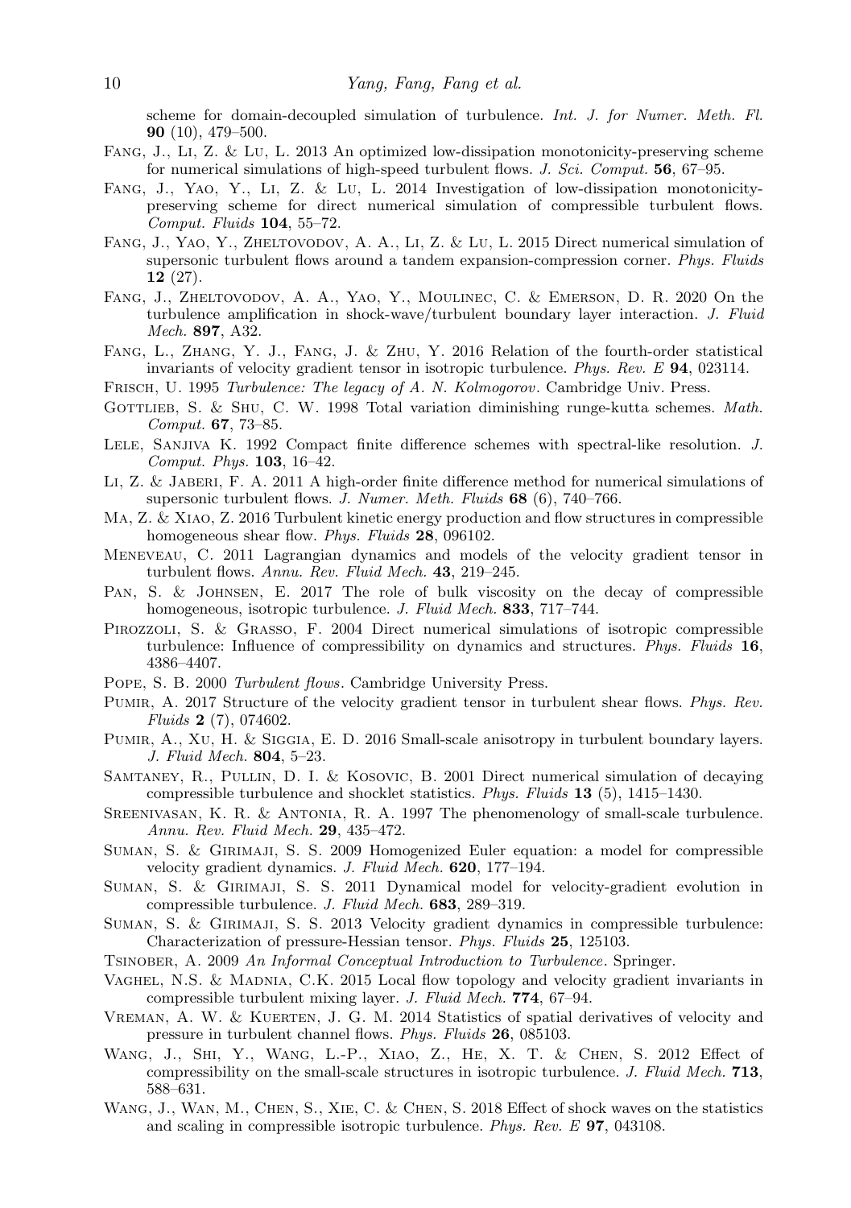scheme for domain-decoupled simulation of turbulence. *Int. J. for Numer. Meth. Fl.* **90** (10), 479–500.

Fang, J., Li, Z. & Lu, L. 2013 An optimized low-dissipation monotonicity-preserving scheme for numerical simulations of high-speed turbulent flows. *J. Sci. Comput.* **56**, 67–95.

Fang, J., Yao, Y., Li, Z. & Lu, L. 2014 Investigation of low-dissipation monotonicity-preserving scheme for direct numerical simulation of compressible turbulent flows. *Comput. Fluids* **104**, 55–72.

Fang, J., Yao, Y., Zheltovodov, A. A., Li, Z. & Lu, L. 2015 Direct numerical simulation of supersonic turbulent flows around a tandem expansion-compression corner. *Phys. Fluids* **12** (27).

Fang, J., Zheltovodov, A. A., Yao, Y., Moulinec, C. & Emerson, D. R. 2020 On the turbulence amplification in shock-wave/turbulent boundary layer interaction. *J. Fluid Mech.* **897**, A32.

Fang, L., Zhang, Y. J., Fang, J. & Zhu, Y. 2016 Relation of the fourth-order statistical invariants of velocity gradient tensor in isotropic turbulence. *Phys. Rev. E* **94**, 023114.

Frisch, U. 1995 *Turbulence: The legacy of A. N. Kolmogorov*. Cambridge Univ. Press.

Gottlieb, S. & Shu, C. W. 1998 Total variation diminishing runge-kutta schemes. *Math. Comput.* **67**, 73–85.

Lele, Sanjiva K. 1992 Compact finite difference schemes with spectral-like resolution. *J. Comput. Phys.* **103**, 16–42.

Li, Z. & Jaberi, F. A. 2011 A high-order finite difference method for numerical simulations of supersonic turbulent flows. *J. Numer. Meth. Fluids* **68** (6), 740–766.

Ma, Z. & Xiao, Z. 2016 Turbulent kinetic energy production and flow structures in compressible homogeneous shear flow. *Phys. Fluids* **28**, 096102.

Meneveau, C. 2011 Lagrangian dynamics and models of the velocity gradient tensor in turbulent flows. *Annu. Rev. Fluid Mech.* **43**, 219–245.

Pan, S. & Johnsen, E. 2017 The role of bulk viscosity on the decay of compressible homogeneous, isotropic turbulence. *J. Fluid Mech.* **833**, 717–744.

Pirozzoli, S. & Grasso, F. 2004 Direct numerical simulations of isotropic compressible turbulence: Influence of compressibility on dynamics and structures. *Phys. Fluids* **16**, 4386–4407.

Pope, S. B. 2000 *Turbulent flows*. Cambridge University Press.

Pumir, A. 2017 Structure of the velocity gradient tensor in turbulent shear flows. *Phys. Rev. Fluids* **2** (7), 074602.

Pumir, A., Xu, H. & Siggia, E. D. 2016 Small-scale anisotropy in turbulent boundary layers. *J. Fluid Mech.* **804**, 5–23.

Samtaney, R., Pullin, D. I. & Kosovic, B. 2001 Direct numerical simulation of decaying compressible turbulence and shocklet statistics. *Phys. Fluids* **13** (5), 1415–1430.

Sreenivasan, K. R. & Antonia, R. A. 1997 The phenomenology of small-scale turbulence. *Annu. Rev. Fluid Mech.* **29**, 435–472.

Suman, S. & Girimaji, S. S. 2009 Homogenized Euler equation: a model for compressible velocity gradient dynamics. *J. Fluid Mech.* **620**, 177–194.

Suman, S. & Girimaji, S. S. 2011 Dynamical model for velocity-gradient evolution in compressible turbulence. *J. Fluid Mech.* **683**, 289–319.

Suman, S. & Girimaji, S. S. 2013 Velocity gradient dynamics in compressible turbulence: Characterization of pressure-Hessian tensor. *Phys. Fluids* **25**, 125103.

Tsinober, A. 2009 *An Informal Conceptual Introduction to Turbulence*. Springer.

Vaghel, N.S. & Madnia, C.K. 2015 Local flow topology and velocity gradient invariants in compressible turbulent mixing layer. *J. Fluid Mech.* **774**, 67–94.

Vreman, A. W. & Kuerten, J. G. M. 2014 Statistics of spatial derivatives of velocity and pressure in turbulent channel flows. *Phys. Fluids* **26**, 085103.

Wang, J., Shi, Y., Wang, L.-P., Xiao, Z., He, X. T. & Chen, S. 2012 Effect of compressibility on the small-scale structures in isotropic turbulence. *J. Fluid Mech.* **713**, 588–631.

Wang, J., Wan, M., Chen, S., Xie, C. & Chen, S. 2018 Effect of shock waves on the statistics and scaling in compressible isotropic turbulence. *Phys. Rev. E* **97**, 043108.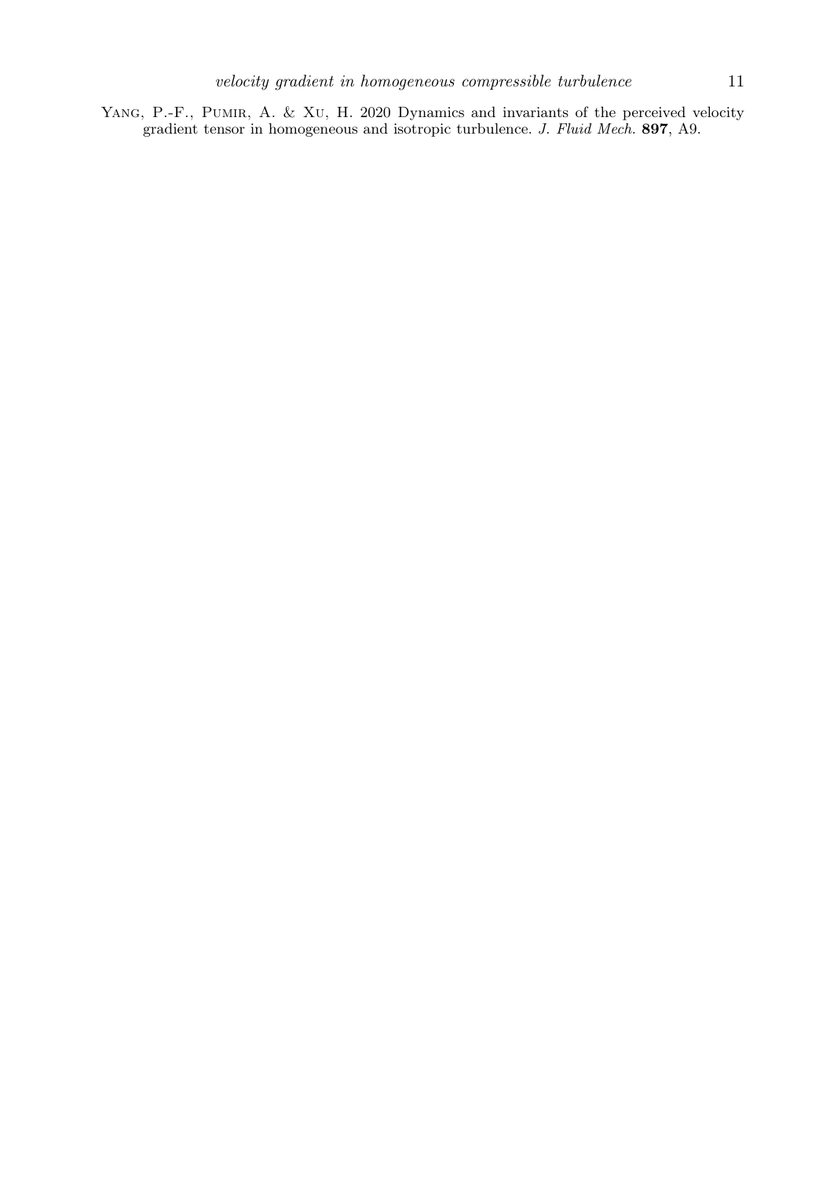Yang, P.-F., Pumir, A. & Xu, H. 2020 Dynamics and invariants of the perceived velocity gradient tensor in homogeneous and isotropic turbulence. *J. Fluid Mech.* **897**, A9.